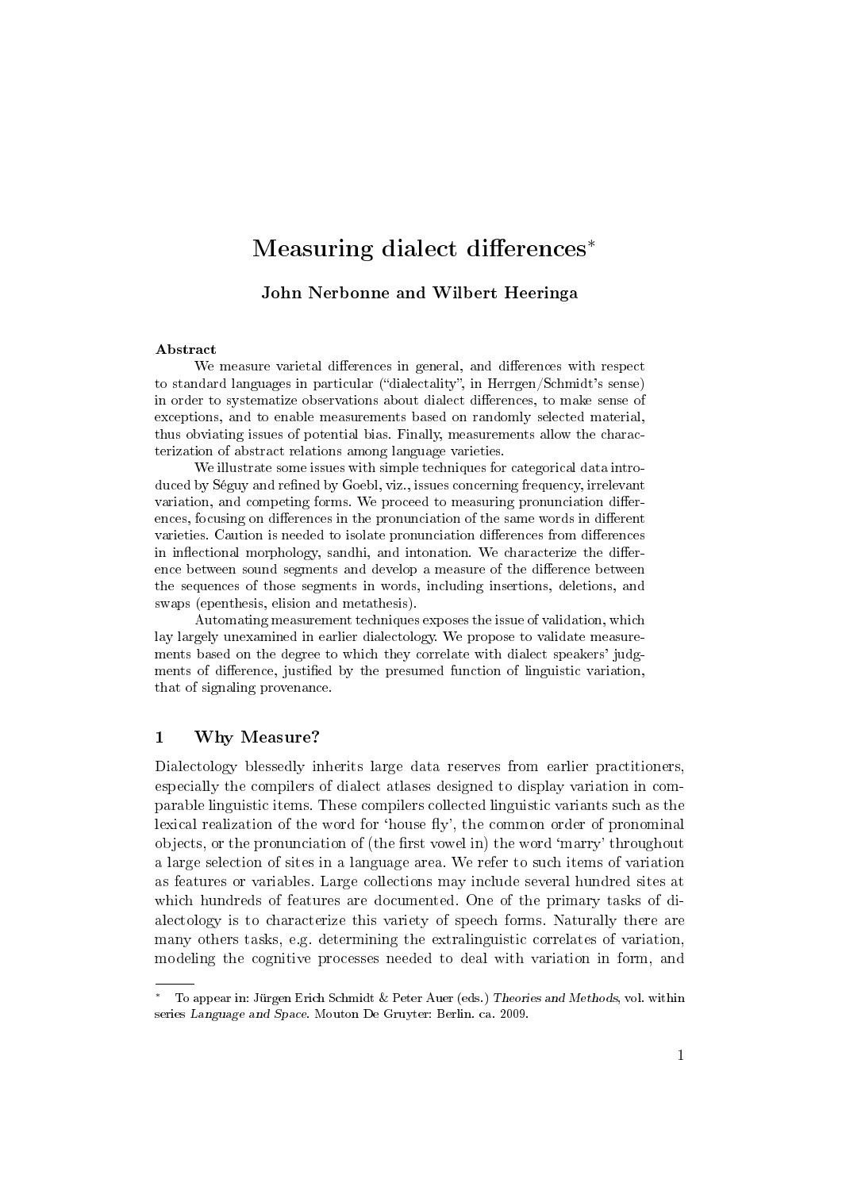# Measuring dialect differences*

**John Nerbonne and Wilbert Heeringa**

**Abstract**

We measure varietal differences in general, and differences with respect to standard languages in particular ("dialectality", in Herrgen/Schmidt's sense) in order to systematize observations about dialect differences, to make sense of exceptions, and to enable measurements based on randomly selected material, thus obviating issues of potential bias. Finally, measurements allow the characterization of abstract relations among language varieties.

We illustrate some issues with simple techniques for categorical data introduced by Séguy and refined by Goebl, viz., issues concerning frequency, irrelevant variation, and competing forms. We proceed to measuring pronunciation differences, focusing on differences in the pronunciation of the same words in different varieties. Caution is needed to isolate pronunciation differences from differences in inflectional morphology, sandhi, and intonation. We characterize the difference between sound segments and develop a measure of the difference between the sequences of those segments in words, including insertions, deletions, and swaps (epenthesis, elision and metathesis).

Automating measurement techniques exposes the issue of validation, which lay largely unexamined in earlier dialectology. We propose to validate measurements based on the degree to which they correlate with dialect speakers' judgments of difference, justified by the presumed function of linguistic variation, that of signaling provenance.

## 1 Why Measure?

Dialectology blessedly inherits large data reserves from earlier practitioners, especially the compilers of dialect atlases designed to display variation in comparable linguistic items. These compilers collected linguistic variants such as the lexical realization of the word for 'house fly', the common order of pronominal objects, or the pronunciation of (the first vowel in) the word 'marry' throughout a large selection of sites in a language area. We refer to such items of variation as features or variables. Large collections may include several hundred sites at which hundreds of features are documented. One of the primary tasks of dialectology is to characterize this variety of speech forms. Naturally there are many others tasks, e.g. determining the extralinguistic correlates of variation, modeling the cognitive processes needed to deal with variation in form, and

---

* To appear in: Jürgen Erich Schmidt & Peter Auer (eds.) *Theories and Methods*, vol. within series *Language and Space*. Mouton De Gruyter: Berlin. ca. 2009.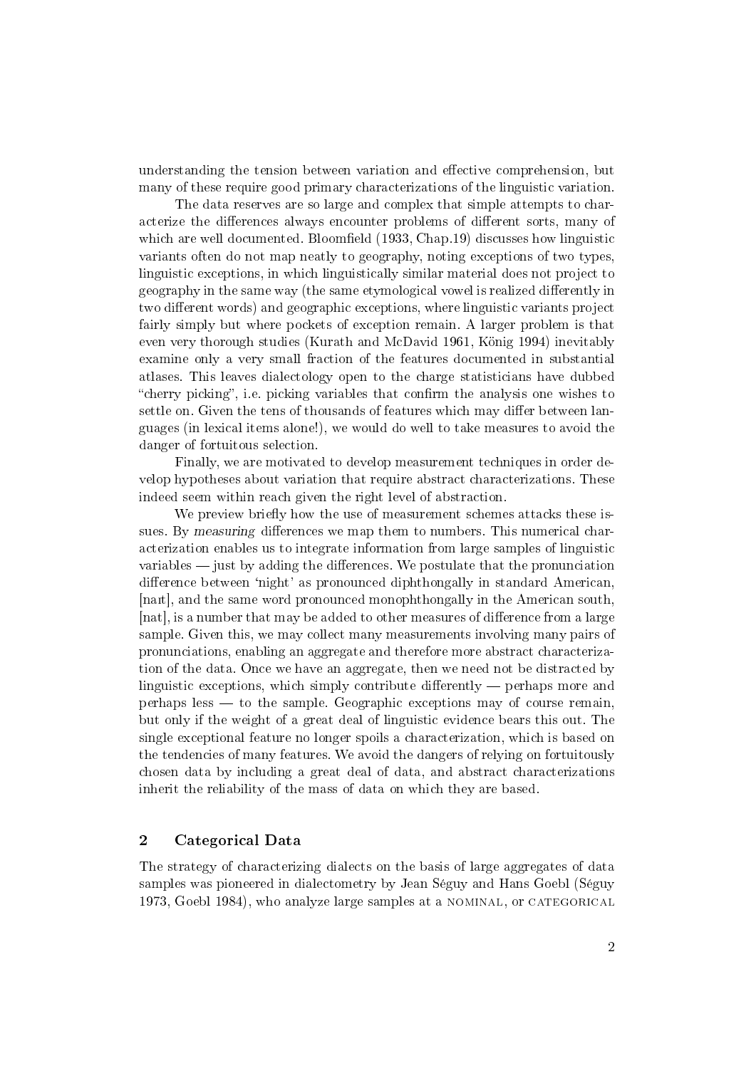understanding the tension between variation and effective comprehension, but many of these require good primary characterizations of the linguistic variation.

The data reserves are so large and complex that simple attempts to characterize the differences always encounter problems of different sorts, many of which are well documented. Bloomfield (1933, Chap.19) discusses how linguistic variants often do not map neatly to geography, noting exceptions of two types, linguistic exceptions, in which linguistically similar material does not project to geography in the same way (the same etymological vowel is realized differently in two different words) and geographic exceptions, where linguistic variants project fairly simply but where pockets of exception remain. A larger problem is that even very thorough studies (Kurath and McDavid 1961, König 1994) inevitably examine only a very small fraction of the features documented in substantial atlases. This leaves dialectology open to the charge statisticians have dubbed "cherry picking", i.e. picking variables that confirm the analysis one wishes to settle on. Given the tens of thousands of features which may differ between languages (in lexical items alone!), we would do well to take measures to avoid the danger of fortuitous selection.

Finally, we are motivated to develop measurement techniques in order develop hypotheses about variation that require abstract characterizations. These indeed seem within reach given the right level of abstraction.

We preview briefly how the use of measurement schemes attacks these issues. By *measuring* differences we map them to numbers. This numerical characterization enables us to integrate information from large samples of linguistic variables — just by adding the differences. We postulate that the pronunciation difference between 'night' as pronounced diphthongally in standard American, [naɪt], and the same word pronounced monophthongally in the American south, [nat], is a number that may be added to other measures of difference from a large sample. Given this, we may collect many measurements involving many pairs of pronunciations, enabling an aggregate and therefore more abstract characterization of the data. Once we have an aggregate, then we need not be distracted by linguistic exceptions, which simply contribute differently — perhaps more and perhaps less — to the sample. Geographic exceptions may of course remain, but only if the weight of a great deal of linguistic evidence bears this out. The single exceptional feature no longer spoils a characterization, which is based on the tendencies of many features. We avoid the dangers of relying on fortuitously chosen data by including a great deal of data, and abstract characterizations inherit the reliability of the mass of data on which they are based.

## 2 Categorical Data

The strategy of characterizing dialects on the basis of large aggregates of data samples was pioneered in dialectometry by Jean Séguy and Hans Goebl (Séguy 1973, Goebl 1984), who analyze large samples at a NOMINAL, or CATEGORICAL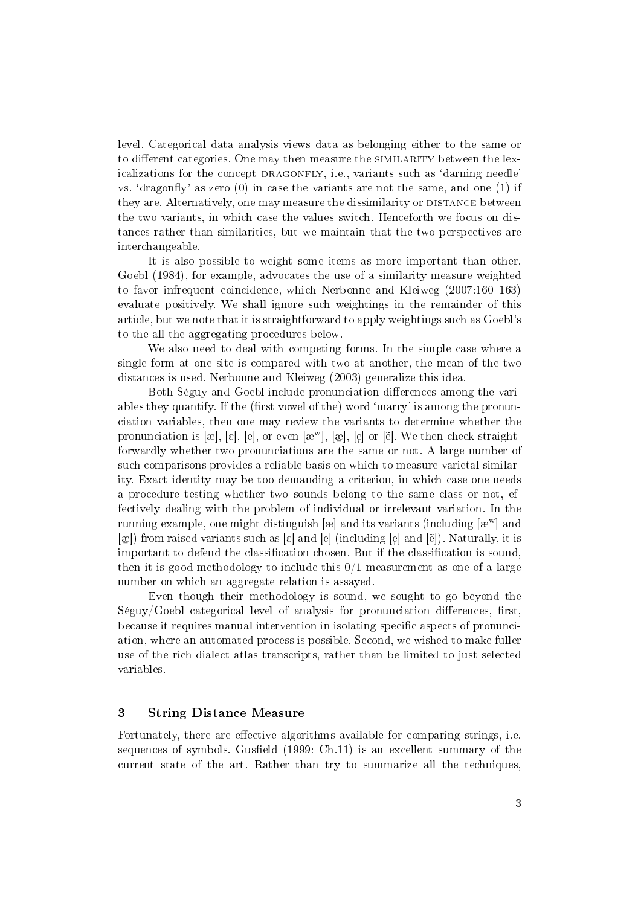level. Categorical data analysis views data as belonging either to the same or to different categories. One may then measure the SIMILARITY between the lexicalizations for the concept DRAGONFLY, i.e., variants such as 'darning needle' vs. 'dragonfly' as zero (0) in case the variants are not the same, and one (1) if they are. Alternatively, one may measure the dissimilarity or DISTANCE between the two variants, in which case the values switch. Henceforth we focus on distances rather than similarities, but we maintain that the two perspectives are interchangeable.

It is also possible to weight some items as more important than other. Goebl (1984), for example, advocates the use of a similarity measure weighted to favor infrequent coincidence, which Nerbonne and Kleiweg (2007:160–163) evaluate positively. We shall ignore such weightings in the remainder of this article, but we note that it is straightforward to apply weightings such as Goebl's to the all the aggregating procedures below.

We also need to deal with competing forms. In the simple case where a single form at one site is compared with two at another, the mean of the two distances is used. Nerbonne and Kleiweg (2003) generalize this idea.

Both Séguy and Goebl include pronunciation differences among the variables they quantify. If the (first vowel of the) word 'marry' is among the pronunciation variables, then one may review the variants to determine whether the pronunciation is [æ], [ɛ], [e], or even [æʷ], [æ̞], [e̞] or [ẽ]. We then check straightforwardly whether two pronunciations are the same or not. A large number of such comparisons provides a reliable basis on which to measure varietal similarity. Exact identity may be too demanding a criterion, in which case one needs a procedure testing whether two sounds belong to the same class or not, effectively dealing with the problem of individual or irrelevant variation. In the running example, one might distinguish [æ] and its variants (including [æʷ] and [æ̞]) from raised variants such as [ɛ] and [e] (including [e̞] and [ẽ]). Naturally, it is important to defend the classification chosen. But if the classification is sound, then it is good methodology to include this 0/1 measurement as one of a large number on which an aggregate relation is assayed.

Even though their methodology is sound, we sought to go beyond the Séguy/Goebl categorical level of analysis for pronunciation differences, first, because it requires manual intervention in isolating specific aspects of pronunciation, where an automated process is possible. Second, we wished to make fuller use of the rich dialect atlas transcripts, rather than be limited to just selected variables.

## 3 String Distance Measure

Fortunately, there are effective algorithms available for comparing strings, i.e. sequences of symbols. Gusfield (1999: Ch.11) is an excellent summary of the current state of the art. Rather than try to summarize all the techniques,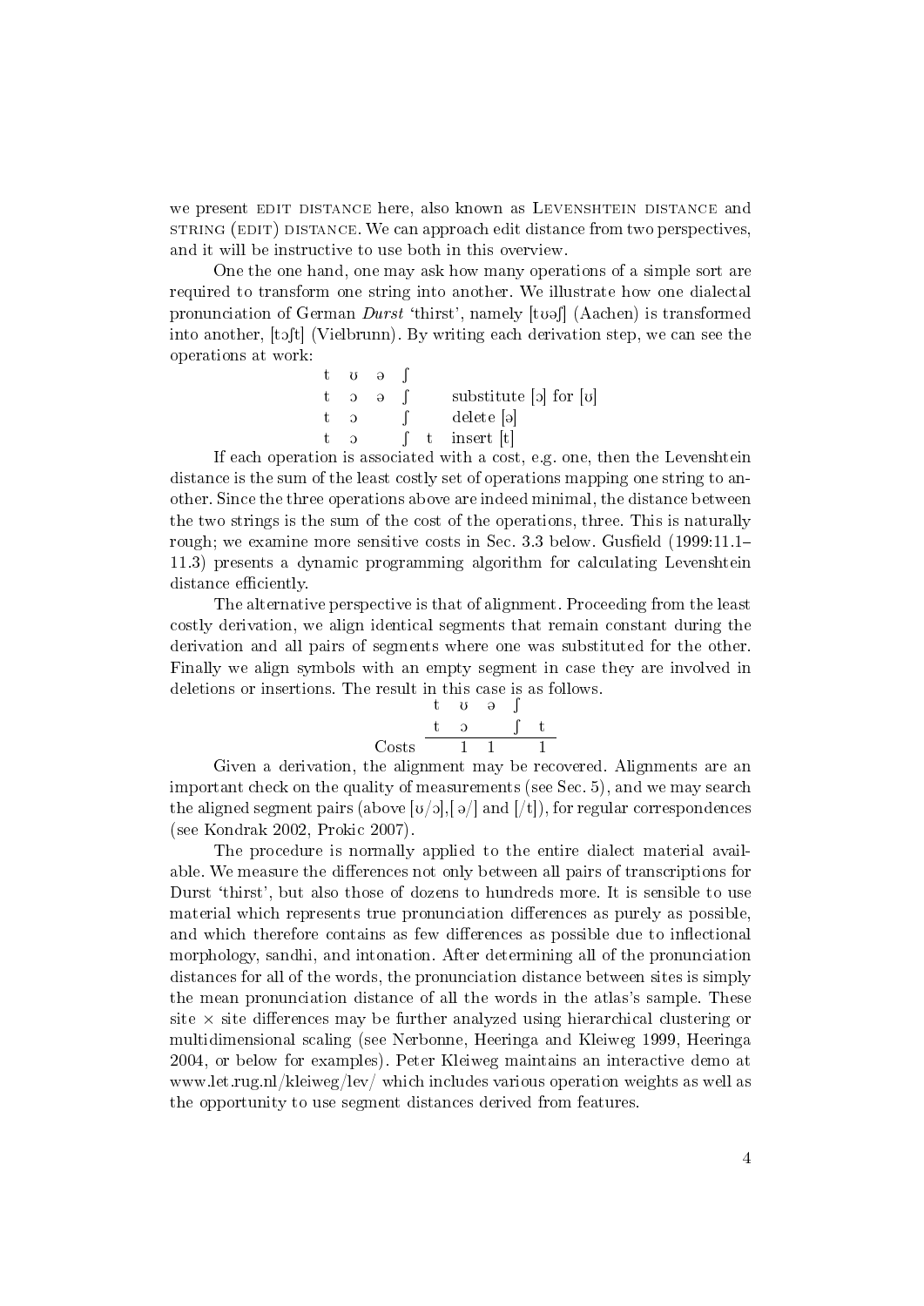we present EDIT DISTANCE here, also known as LEVENSHTEIN DISTANCE and STRING (EDIT) DISTANCE. We can approach edit distance from two perspectives, and it will be instructive to use both in this overview.

One the one hand, one may ask how many operations of a simple sort are required to transform one string into another. We illustrate how one dialectal pronunciation of German *Durst* 'thirst', namely [tʊəʃ] (Aachen) is transformed into another, [tɔʃt] (Vielbrunn). By writing each derivation step, we can see the operations at work:

| | | | | | |
|---|---|---|---|---|---|
| t | ʊ | ə | ʃ | | |
| t | ɔ | ə | ʃ | | substitute [ɔ] for [ʊ] |
| t | ɔ | | ʃ | | delete [ə] |
| t | ɔ | | ʃ | t | insert [t] |

If each operation is associated with a cost, e.g. one, then the Levenshtein distance is the sum of the least costly set of operations mapping one string to another. Since the three operations above are indeed minimal, the distance between the two strings is the sum of the cost of the operations, three. This is naturally rough; we examine more sensitive costs in Sec. 3.3 below. Gusfield (1999:11.1–11.3) presents a dynamic programming algorithm for calculating Levenshtein distance efficiently.

The alternative perspective is that of alignment. Proceeding from the least costly derivation, we align identical segments that remain constant during the derivation and all pairs of segments where one was substituted for the other. Finally we align symbols with an empty segment in case they are involved in deletions or insertions. The result in this case is as follows.

| | | | | | |
|---|---|---|---|---|---|
| | t | ʊ | ə | ʃ | |
| | t | ɔ | | ʃ | t |
| Costs | | 1 | 1 | | 1 |

Given a derivation, the alignment may be recovered. Alignments are an important check on the quality of measurements (see Sec. 5), and we may search the aligned segment pairs (above [ʊ/ɔ],[ ə/] and [/t]), for regular correspondences (see Kondrak 2002, Prokic 2007).

The procedure is normally applied to the entire dialect material available. We measure the differences not only between all pairs of transcriptions for Durst 'thirst', but also those of dozens to hundreds more. It is sensible to use material which represents true pronunciation differences as purely as possible, and which therefore contains as few differences as possible due to inflectional morphology, sandhi, and intonation. After determining all of the pronunciation distances for all of the words, the pronunciation distance between sites is simply the mean pronunciation distance of all the words in the atlas's sample. These site × site differences may be further analyzed using hierarchical clustering or multidimensional scaling (see Nerbonne, Heeringa and Kleiweg 1999, Heeringa 2004, or below for examples). Peter Kleiweg maintains an interactive demo at www.let.rug.nl/kleiweg/lev/ which includes various operation weights as well as the opportunity to use segment distances derived from features.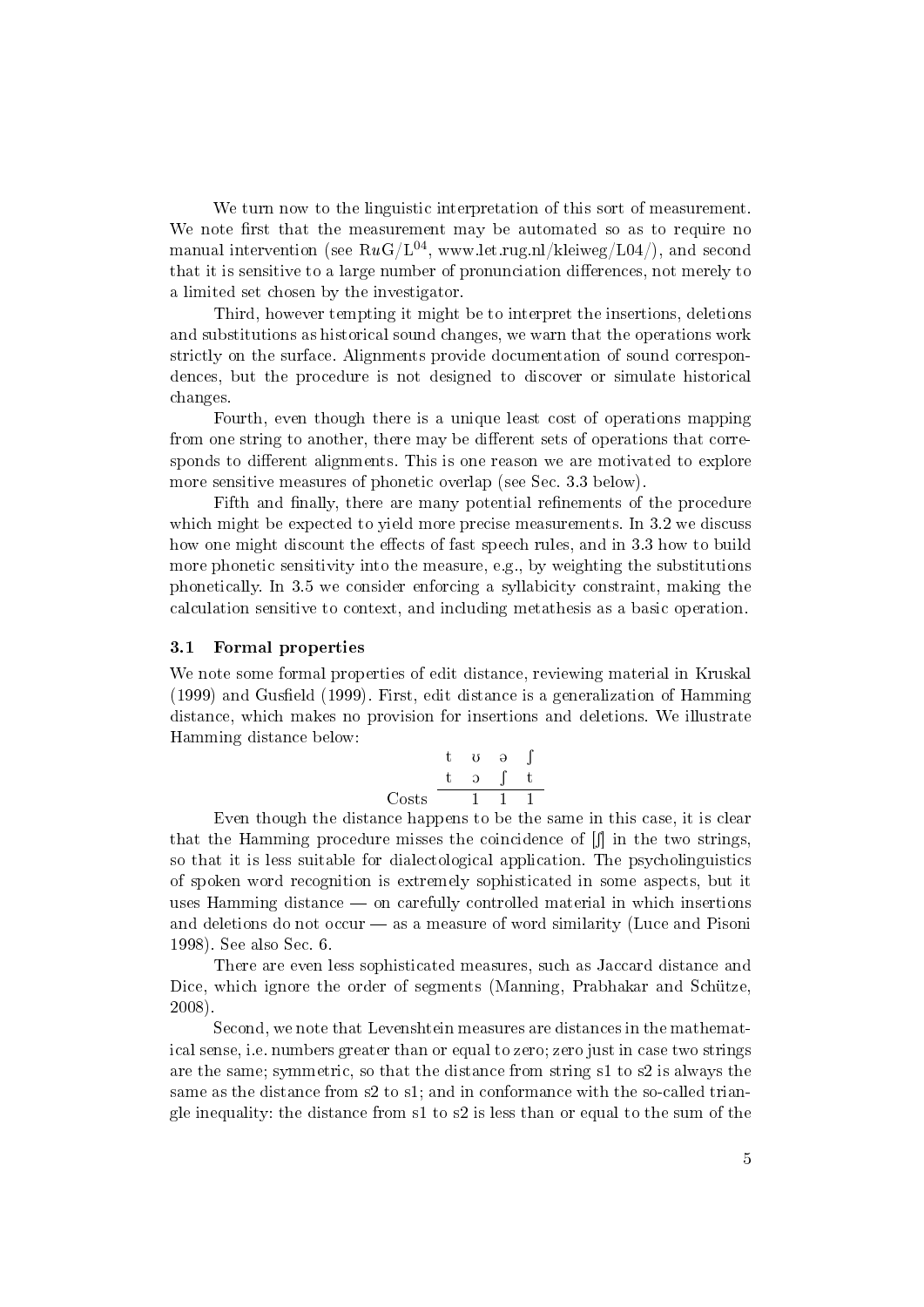We turn now to the linguistic interpretation of this sort of measurement. We note first that the measurement may be automated so as to require no manual intervention (see RuG/L[04], www.let.rug.nl/kleiweg/L04/), and second that it is sensitive to a large number of pronunciation differences, not merely to a limited set chosen by the investigator.

Third, however tempting it might be to interpret the insertions, deletions and substitutions as historical sound changes, we warn that the operations work strictly on the surface. Alignments provide documentation of sound correspondences, but the procedure is not designed to discover or simulate historical changes.

Fourth, even though there is a unique least cost of operations mapping from one string to another, there may be different sets of operations that corresponds to different alignments. This is one reason we are motivated to explore more sensitive measures of phonetic overlap (see Sec. 3.3 below).

Fifth and finally, there are many potential refinements of the procedure which might be expected to yield more precise measurements. In 3.2 we discuss how one might discount the effects of fast speech rules, and in 3.3 how to build more phonetic sensitivity into the measure, e.g., by weighting the substitutions phonetically. In 3.5 we consider enforcing a syllabicity constraint, making the calculation sensitive to context, and including metathesis as a basic operation.

### 3.1 Formal properties

We note some formal properties of edit distance, reviewing material in Kruskal (1999) and Gusfield (1999). First, edit distance is a generalization of Hamming distance, which makes no provision for insertions and deletions. We illustrate Hamming distance below:

| | | | | |
|---|---|---|---|---|
| | t | ʊ | ə | ʃ |
| | t | ɔ | ʃ | t |
| Costs | | 1 | 1 | 1 |

Even though the distance happens to be the same in this case, it is clear that the Hamming procedure misses the coincidence of [ʃ] in the two strings, so that it is less suitable for dialectological application. The psycholinguistics of spoken word recognition is extremely sophisticated in some aspects, but it uses Hamming distance — on carefully controlled material in which insertions and deletions do not occur — as a measure of word similarity (Luce and Pisoni 1998). See also Sec. 6.

There are even less sophisticated measures, such as Jaccard distance and Dice, which ignore the order of segments (Manning, Prabhakar and Schütze, 2008).

Second, we note that Levenshtein measures are distances in the mathematical sense, i.e. numbers greater than or equal to zero; zero just in case two strings are the same; symmetric, so that the distance from string s1 to s2 is always the same as the distance from s2 to s1; and in conformance with the so-called triangle inequality: the distance from s1 to s2 is less than or equal to the sum of the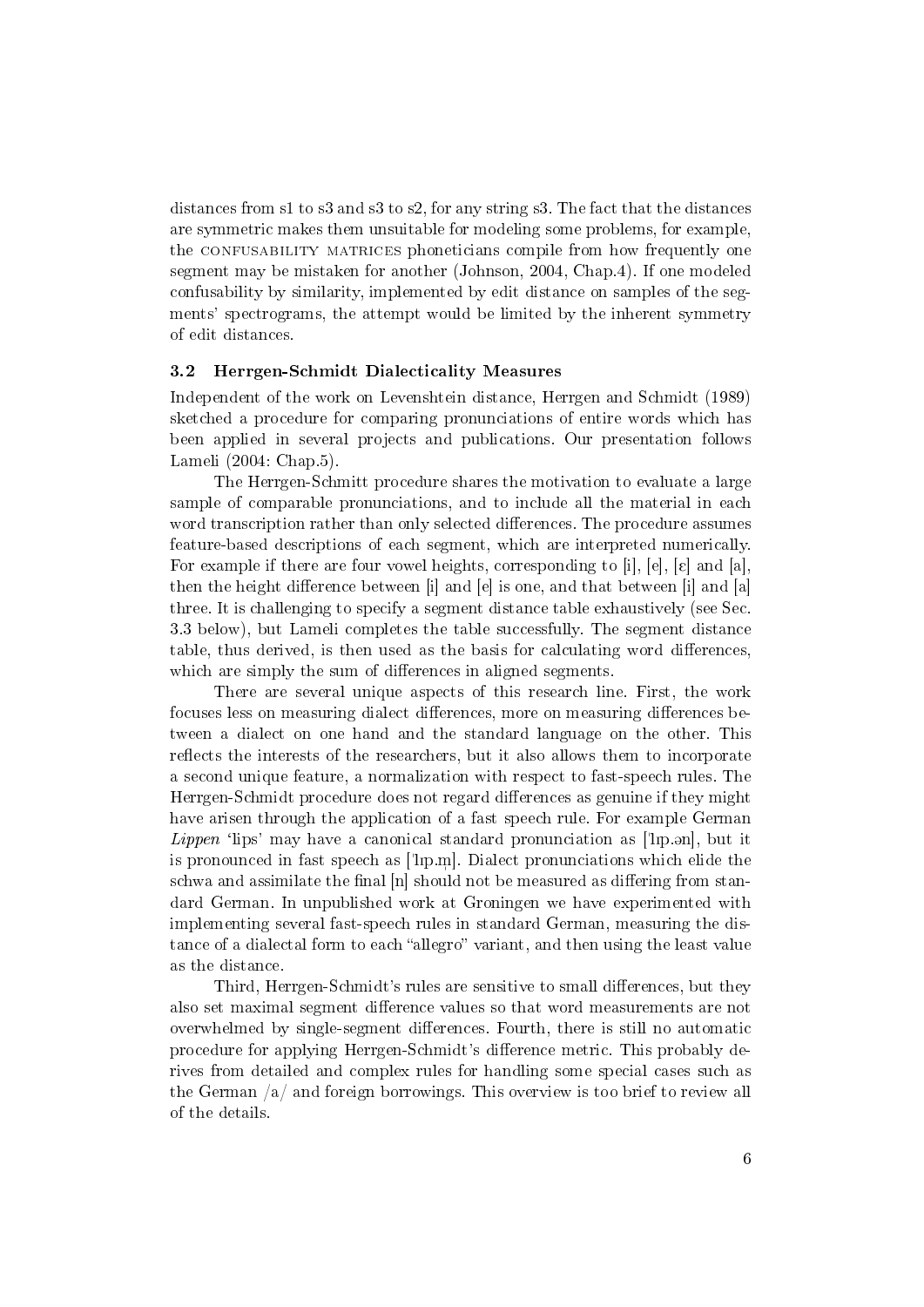distances from s1 to s3 and s3 to s2, for any string s3. The fact that the distances are symmetric makes them unsuitable for modeling some problems, for example, the CONFUSABILITY MATRICES phoneticians compile from how frequently one segment may be mistaken for another (Johnson, 2004, Chap.4). If one modeled confusability by similarity, implemented by edit distance on samples of the segments' spectrograms, the attempt would be limited by the inherent symmetry of edit distances.

### 3.2 Herrgen-Schmidt Dialecticality Measures

Independent of the work on Levenshtein distance, Herrgen and Schmidt (1989) sketched a procedure for comparing pronunciations of entire words which has been applied in several projects and publications. Our presentation follows Lameli (2004: Chap.5).

The Herrgen-Schmitt procedure shares the motivation to evaluate a large sample of comparable pronunciations, and to include all the material in each word transcription rather than only selected differences. The procedure assumes feature-based descriptions of each segment, which are interpreted numerically. For example if there are four vowel heights, corresponding to [i], [e], [ɛ] and [a], then the height difference between [i] and [e] is one, and that between [i] and [a] three. It is challenging to specify a segment distance table exhaustively (see Sec. 3.3 below), but Lameli completes the table successfully. The segment distance table, thus derived, is then used as the basis for calculating word differences, which are simply the sum of differences in aligned segments.

There are several unique aspects of this research line. First, the work focuses less on measuring dialect differences, more on measuring differences between a dialect on one hand and the standard language on the other. This reflects the interests of the researchers, but it also allows them to incorporate a second unique feature, a normalization with respect to fast-speech rules. The Herrgen-Schmidt procedure does not regard differences as genuine if they might have arisen through the application of a fast speech rule. For example German *Lippen* 'lips' may have a canonical standard pronunciation as [ˈlɪp.ən], but it is pronounced in fast speech as [ˈlɪp.m̩]. Dialect pronunciations which elide the schwa and assimilate the final [n] should not be measured as differing from standard German. In unpublished work at Groningen we have experimented with implementing several fast-speech rules in standard German, measuring the distance of a dialectal form to each "allegro" variant, and then using the least value as the distance.

Third, Herrgen-Schmidt's rules are sensitive to small differences, but they also set maximal segment difference values so that word measurements are not overwhelmed by single-segment differences. Fourth, there is still no automatic procedure for applying Herrgen-Schmidt's difference metric. This probably derives from detailed and complex rules for handling some special cases such as the German /a/ and foreign borrowings. This overview is too brief to review all of the details.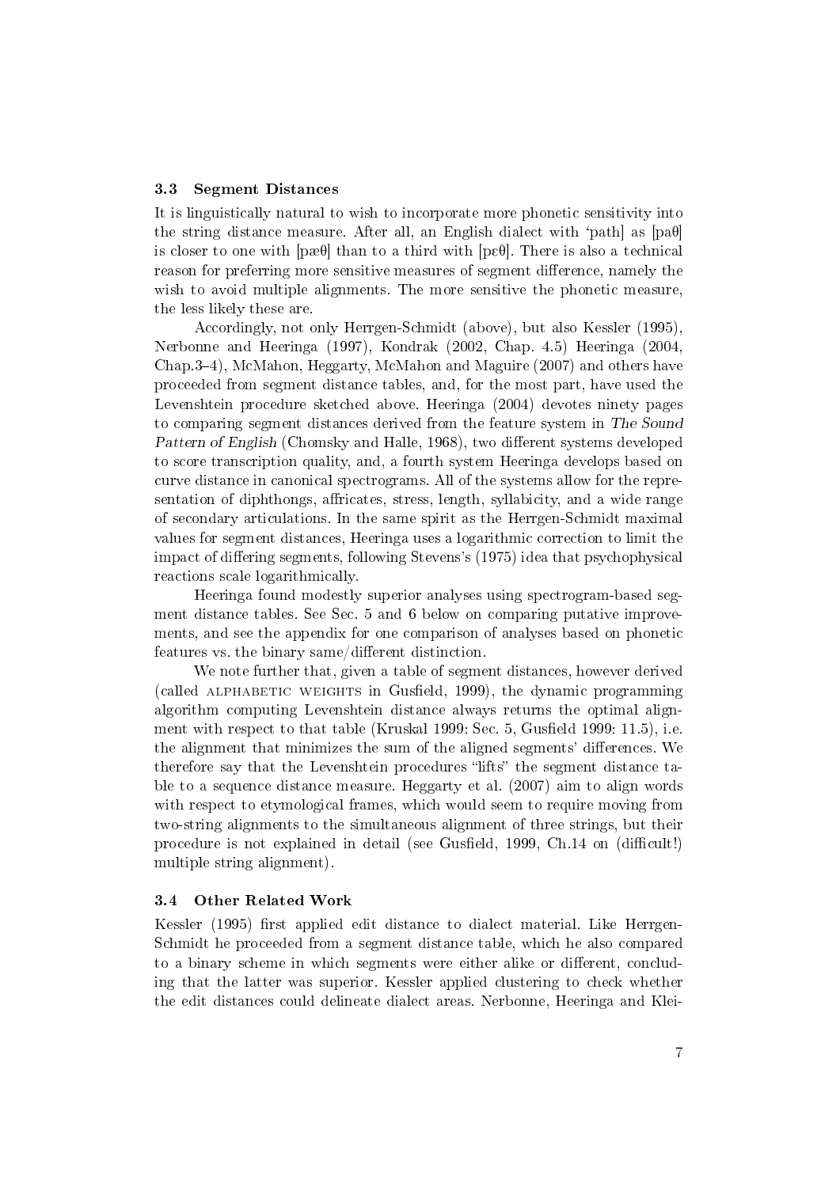### 3.3 Segment Distances

It is linguistically natural to wish to incorporate more phonetic sensitivity into the string distance measure. After all, an English dialect with 'path] as [paθ] is closer to one with [pæθ] than to a third with [pɛθ]. There is also a technical reason for preferring more sensitive measures of segment difference, namely the wish to avoid multiple alignments. The more sensitive the phonetic measure, the less likely these are.

Accordingly, not only Herrgen-Schmidt (above), but also Kessler (1995), Nerbonne and Heeringa (1997), Kondrak (2002, Chap. 4.5) Heeringa (2004, Chap.3–4), McMahon, Heggarty, McMahon and Maguire (2007) and others have proceeded from segment distance tables, and, for the most part, have used the Levenshtein procedure sketched above. Heeringa (2004) devotes ninety pages to comparing segment distances derived from the feature system in *The Sound Pattern of English* (Chomsky and Halle, 1968), two different systems developed to score transcription quality, and, a fourth system Heeringa develops based on curve distance in canonical spectrograms. All of the systems allow for the representation of diphthongs, affricates, stress, length, syllabicity, and a wide range of secondary articulations. In the same spirit as the Herrgen-Schmidt maximal values for segment distances, Heeringa uses a logarithmic correction to limit the impact of differing segments, following Stevens's (1975) idea that psychophysical reactions scale logarithmically.

Heeringa found modestly superior analyses using spectrogram-based segment distance tables. See Sec. 5 and 6 below on comparing putative improvements, and see the appendix for one comparison of analyses based on phonetic features vs. the binary same/different distinction.

We note further that, given a table of segment distances, however derived (called ALPHABETIC WEIGHTS in Gusfield, 1999), the dynamic programming algorithm computing Levenshtein distance always returns the optimal alignment with respect to that table (Kruskal 1999: Sec. 5, Gusfield 1999: 11.5), i.e. the alignment that minimizes the sum of the aligned segments' differences. We therefore say that the Levenshtein procedures "lifts" the segment distance table to a sequence distance measure. Heggarty et al. (2007) aim to align words with respect to etymological frames, which would seem to require moving from two-string alignments to the simultaneous alignment of three strings, but their procedure is not explained in detail (see Gusfield, 1999, Ch.14 on (difficult!) multiple string alignment).

### 3.4 Other Related Work

Kessler (1995) first applied edit distance to dialect material. Like Herrgen-Schmidt he proceeded from a segment distance table, which he also compared to a binary scheme in which segments were either alike or different, concluding that the latter was superior. Kessler applied clustering to check whether the edit distances could delineate dialect areas. Nerbonne, Heeringa and Klei-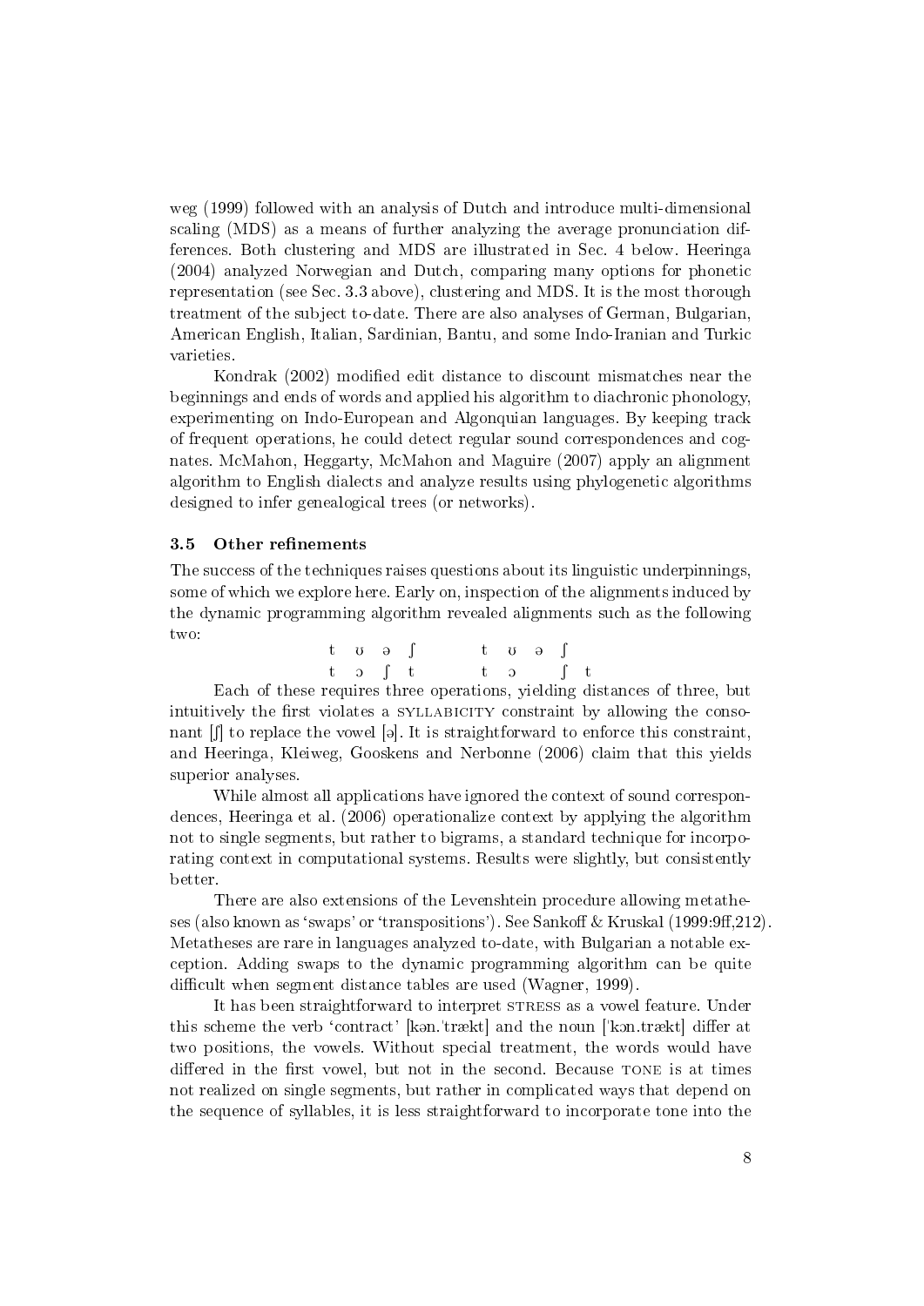weg (1999) followed with an analysis of Dutch and introduce multi-dimensional scaling (MDS) as a means of further analyzing the average pronunciation differences. Both clustering and MDS are illustrated in Sec. 4 below. Heeringa (2004) analyzed Norwegian and Dutch, comparing many options for phonetic representation (see Sec. 3.3 above), clustering and MDS. It is the most thorough treatment of the subject to-date. There are also analyses of German, Bulgarian, American English, Italian, Sardinian, Bantu, and some Indo-Iranian and Turkic varieties.

Kondrak (2002) modified edit distance to discount mismatches near the beginnings and ends of words and applied his algorithm to diachronic phonology, experimenting on Indo-European and Algonquian languages. By keeping track of frequent operations, he could detect regular sound correspondences and cognates. McMahon, Heggarty, McMahon and Maguire (2007) apply an alignment algorithm to English dialects and analyze results using phylogenetic algorithms designed to infer genealogical trees (or networks).

### 3.5 Other refinements

The success of the techniques raises questions about its linguistic underpinnings, some of which we explore here. Early on, inspection of the alignments induced by the dynamic programming algorithm revealed alignments such as the following two:

| t | ʊ | ə | ʃ | | | t | ʊ | ə | ʃ | |
|---|---|---|---|---|---|---|---|---|---|---|
| t | ɔ | ʃ | t | | | t | ɔ | | ʃ | t |

Each of these requires three operations, yielding distances of three, but intuitively the first violates a SYLLABICITY constraint by allowing the consonant [ʃ] to replace the vowel [ə]. It is straightforward to enforce this constraint, and Heeringa, Kleiweg, Gooskens and Nerbonne (2006) claim that this yields superior analyses.

While almost all applications have ignored the context of sound correspondences, Heeringa et al. (2006) operationalize context by applying the algorithm not to single segments, but rather to bigrams, a standard technique for incorporating context in computational systems. Results were slightly, but consistently better.

There are also extensions of the Levenshtein procedure allowing metatheses (also known as 'swaps' or 'transpositions'). See Sankoff & Kruskal (1999:9ff,212). Metatheses are rare in languages analyzed to-date, with Bulgarian a notable exception. Adding swaps to the dynamic programming algorithm can be quite difficult when segment distance tables are used (Wagner, 1999).

It has been straightforward to interpret STRESS as a vowel feature. Under this scheme the verb 'contract' [kən.ˈtrækt] and the noun [ˈkɔn.trækt] differ at two positions, the vowels. Without special treatment, the words would have differed in the first vowel, but not in the second. Because TONE is at times not realized on single segments, but rather in complicated ways that depend on the sequence of syllables, it is less straightforward to incorporate tone into the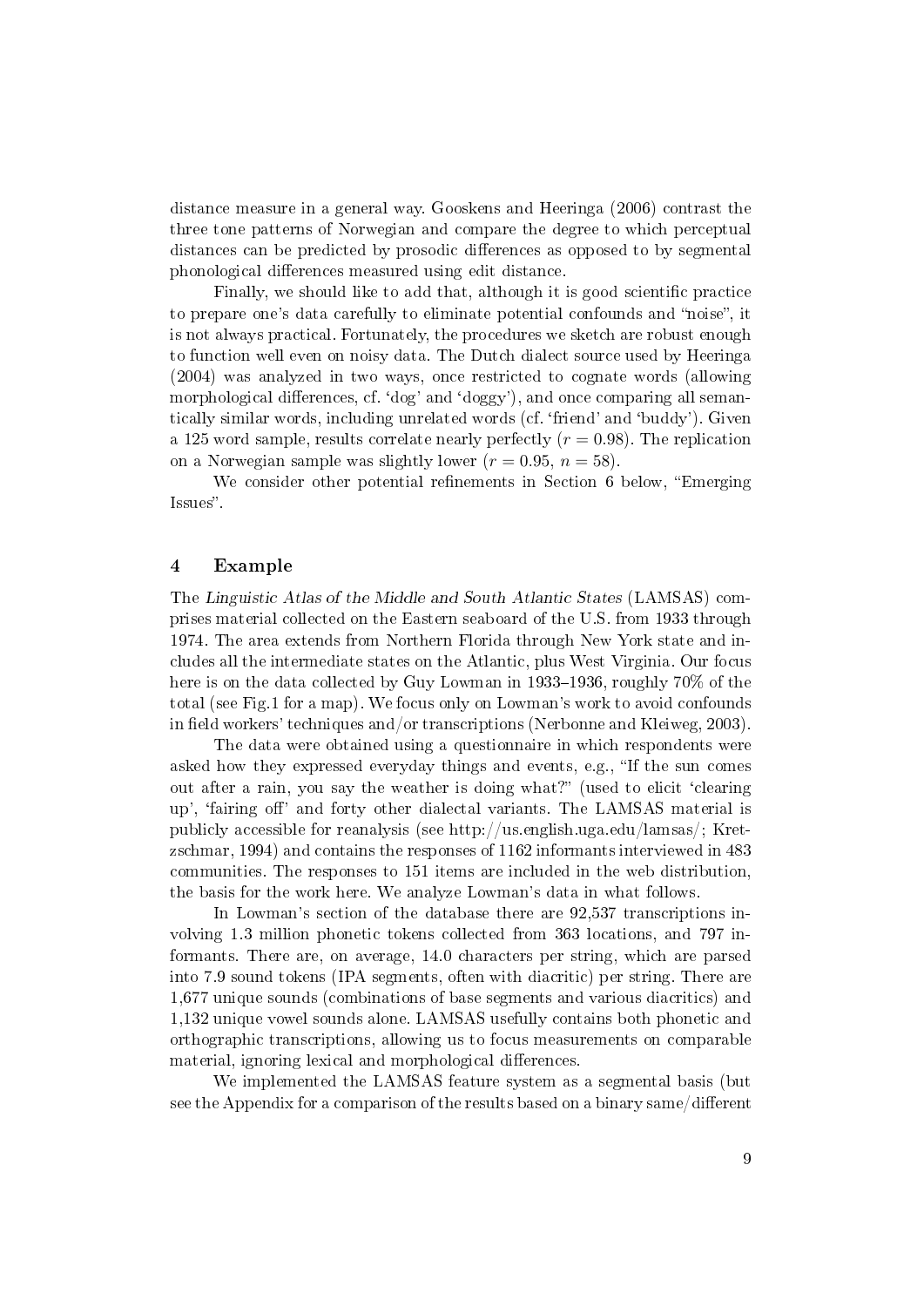distance measure in a general way. Gooskens and Heeringa (2006) contrast the three tone patterns of Norwegian and compare the degree to which perceptual distances can be predicted by prosodic differences as opposed to by segmental phonological differences measured using edit distance.

Finally, we should like to add that, although it is good scientific practice to prepare one's data carefully to eliminate potential confounds and "noise", it is not always practical. Fortunately, the procedures we sketch are robust enough to function well even on noisy data. The Dutch dialect source used by Heeringa (2004) was analyzed in two ways, once restricted to cognate words (allowing morphological differences, cf. 'dog' and 'doggy'), and once comparing all semantically similar words, including unrelated words (cf. 'friend' and 'buddy'). Given a 125 word sample, results correlate nearly perfectly ($r = 0.98$). The replication on a Norwegian sample was slightly lower ($r = 0.95$, $n = 58$).

We consider other potential refinements in Section 6 below, "Emerging Issues".

## 4 Example

The *Linguistic Atlas of the Middle and South Atlantic States* (LAMSAS) comprises material collected on the Eastern seaboard of the U.S. from 1933 through 1974. The area extends from Northern Florida through New York state and includes all the intermediate states on the Atlantic, plus West Virginia. Our focus here is on the data collected by Guy Lowman in 1933–1936, roughly 70% of the total (see Fig.1 for a map). We focus only on Lowman's work to avoid confounds in field workers' techniques and/or transcriptions (Nerbonne and Kleiweg, 2003).

The data were obtained using a questionnaire in which respondents were asked how they expressed everyday things and events, e.g., "If the sun comes out after a rain, you say the weather is doing what?" (used to elicit 'clearing up', 'fairing off' and forty other dialectal variants. The LAMSAS material is publicly accessible for reanalysis (see http://us.english.uga.edu/lamsas/; Kretzschmar, 1994) and contains the responses of 1162 informants interviewed in 483 communities. The responses to 151 items are included in the web distribution, the basis for the work here. We analyze Lowman's data in what follows.

In Lowman's section of the database there are 92,537 transcriptions involving 1.3 million phonetic tokens collected from 363 locations, and 797 informants. There are, on average, 14.0 characters per string, which are parsed into 7.9 sound tokens (IPA segments, often with diacritic) per string. There are 1,677 unique sounds (combinations of base segments and various diacritics) and 1,132 unique vowel sounds alone. LAMSAS usefully contains both phonetic and orthographic transcriptions, allowing us to focus measurements on comparable material, ignoring lexical and morphological differences.

We implemented the LAMSAS feature system as a segmental basis (but see the Appendix for a comparison of the results based on a binary same/different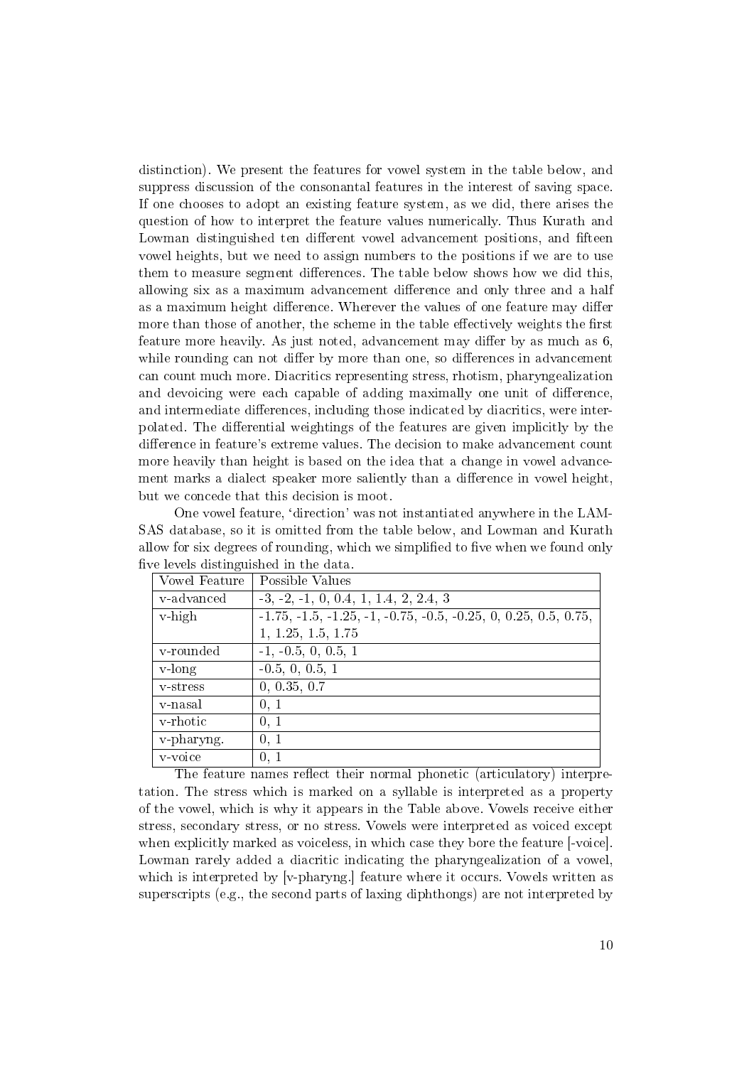distinction). We present the features for vowel system in the table below, and suppress discussion of the consonantal features in the interest of saving space. If one chooses to adopt an existing feature system, as we did, there arises the question of how to interpret the feature values numerically. Thus Kurath and Lowman distinguished ten different vowel advancement positions, and fifteen vowel heights, but we need to assign numbers to the positions if we are to use them to measure segment differences. The table below shows how we did this, allowing six as a maximum advancement difference and only three and a half as a maximum height difference. Wherever the values of one feature may differ more than those of another, the scheme in the table effectively weights the first feature more heavily. As just noted, advancement may differ by as much as 6, while rounding can not differ by more than one, so differences in advancement can count much more. Diacritics representing stress, rhotism, pharyngealization and devoicing were each capable of adding maximally one unit of difference, and intermediate differences, including those indicated by diacritics, were interpolated. The differential weightings of the features are given implicitly by the difference in feature's extreme values. The decision to make advancement count more heavily than height is based on the idea that a change in vowel advancement marks a dialect speaker more saliently than a difference in vowel height, but we concede that this decision is moot.

One vowel feature, 'direction' was not instantiated anywhere in the LAMSAS database, so it is omitted from the table below, and Lowman and Kurath allow for six degrees of rounding, which we simplified to five when we found only five levels distinguished in the data.

| Vowel Feature | Possible Values |
|---|---|
| v-advanced | -3, -2, -1, 0, 0.4, 1, 1.4, 2, 2.4, 3 |
| v-high | -1.75, -1.5, -1.25, -1, -0.75, -0.5, -0.25, 0, 0.25, 0.5, 0.75, 1, 1.25, 1.5, 1.75 |
| v-rounded | -1, -0.5, 0, 0.5, 1 |
| v-long | -0.5, 0, 0.5, 1 |
| v-stress | 0, 0.35, 0.7 |
| v-nasal | 0, 1 |
| v-rhotic | 0, 1 |
| v-pharyng. | 0, 1 |
| v-voice | 0, 1 |

The feature names reflect their normal phonetic (articulatory) interpretation. The stress which is marked on a syllable is interpreted as a property of the vowel, which is why it appears in the Table above. Vowels receive either stress, secondary stress, or no stress. Vowels were interpreted as voiced except when explicitly marked as voiceless, in which case they bore the feature [-voice]. Lowman rarely added a diacritic indicating the pharyngealization of a vowel, which is interpreted by [v-pharyng.] feature where it occurs. Vowels written as superscripts (e.g., the second parts of laxing diphthongs) are not interpreted by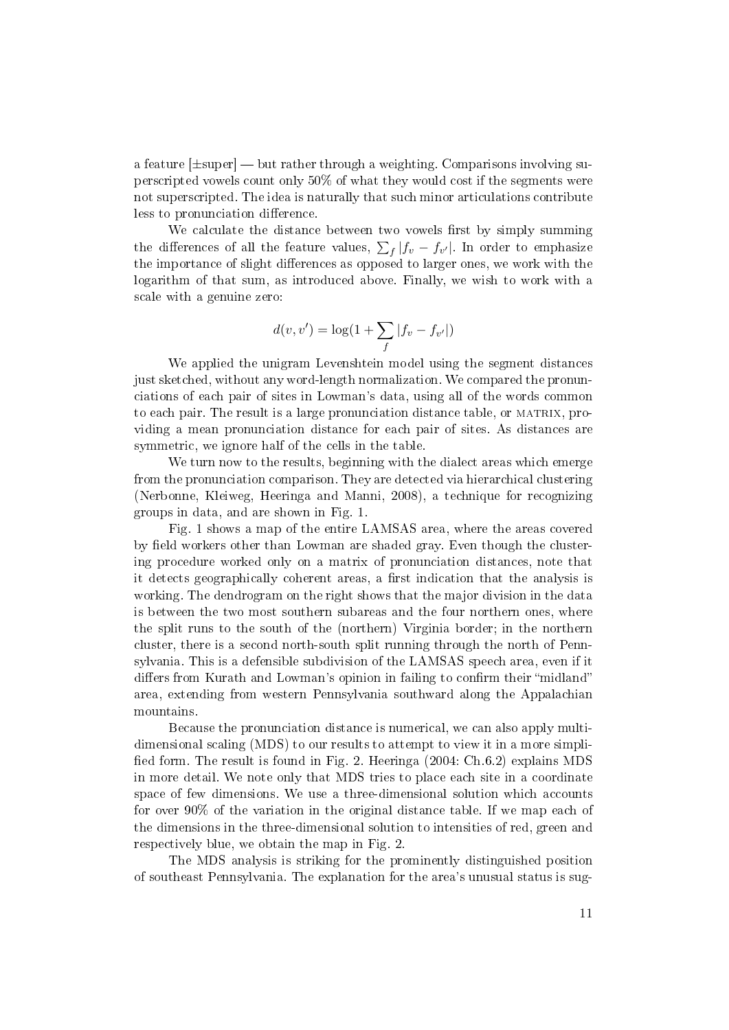a feature [±super] — but rather through a weighting. Comparisons involving superscripted vowels count only 50% of what they would cost if the segments were not superscripted. The idea is naturally that such minor articulations contribute less to pronunciation difference.

We calculate the distance between two vowels first by simply summing the differences of all the feature values, $\sum_f |f_v - f_{v'}|$. In order to emphasize the importance of slight differences as opposed to larger ones, we work with the logarithm of that sum, as introduced above. Finally, we wish to work with a scale with a genuine zero:

$$d(v, v') = \log(1 + \sum_f |f_v - f_{v'}|)$$

We applied the unigram Levenshtein model using the segment distances just sketched, without any word-length normalization. We compared the pronunciations of each pair of sites in Lowman's data, using all of the words common to each pair. The result is a large pronunciation distance table, or MATRIX, providing a mean pronunciation distance for each pair of sites. As distances are symmetric, we ignore half of the cells in the table.

We turn now to the results, beginning with the dialect areas which emerge from the pronunciation comparison. They are detected via hierarchical clustering (Nerbonne, Kleiweg, Heeringa and Manni, 2008), a technique for recognizing groups in data, and are shown in Fig. 1.

Fig. 1 shows a map of the entire LAMSAS area, where the areas covered by field workers other than Lowman are shaded gray. Even though the clustering procedure worked only on a matrix of pronunciation distances, note that it detects geographically coherent areas, a first indication that the analysis is working. The dendrogram on the right shows that the major division in the data is between the two most southern subareas and the four northern ones, where the split runs to the south of the (northern) Virginia border; in the northern cluster, there is a second north-south split running through the north of Pennsylvania. This is a defensible subdivision of the LAMSAS speech area, even if it differs from Kurath and Lowman's opinion in failing to confirm their "midland" area, extending from western Pennsylvania southward along the Appalachian mountains.

Because the pronunciation distance is numerical, we can also apply multidimensional scaling (MDS) to our results to attempt to view it in a more simplified form. The result is found in Fig. 2. Heeringa (2004: Ch.6.2) explains MDS in more detail. We note only that MDS tries to place each site in a coordinate space of few dimensions. We use a three-dimensional solution which accounts for over 90% of the variation in the original distance table. If we map each of the dimensions in the three-dimensional solution to intensities of red, green and respectively blue, we obtain the map in Fig. 2.

The MDS analysis is striking for the prominently distinguished position of southeast Pennsylvania. The explanation for the area's unusual status is sug-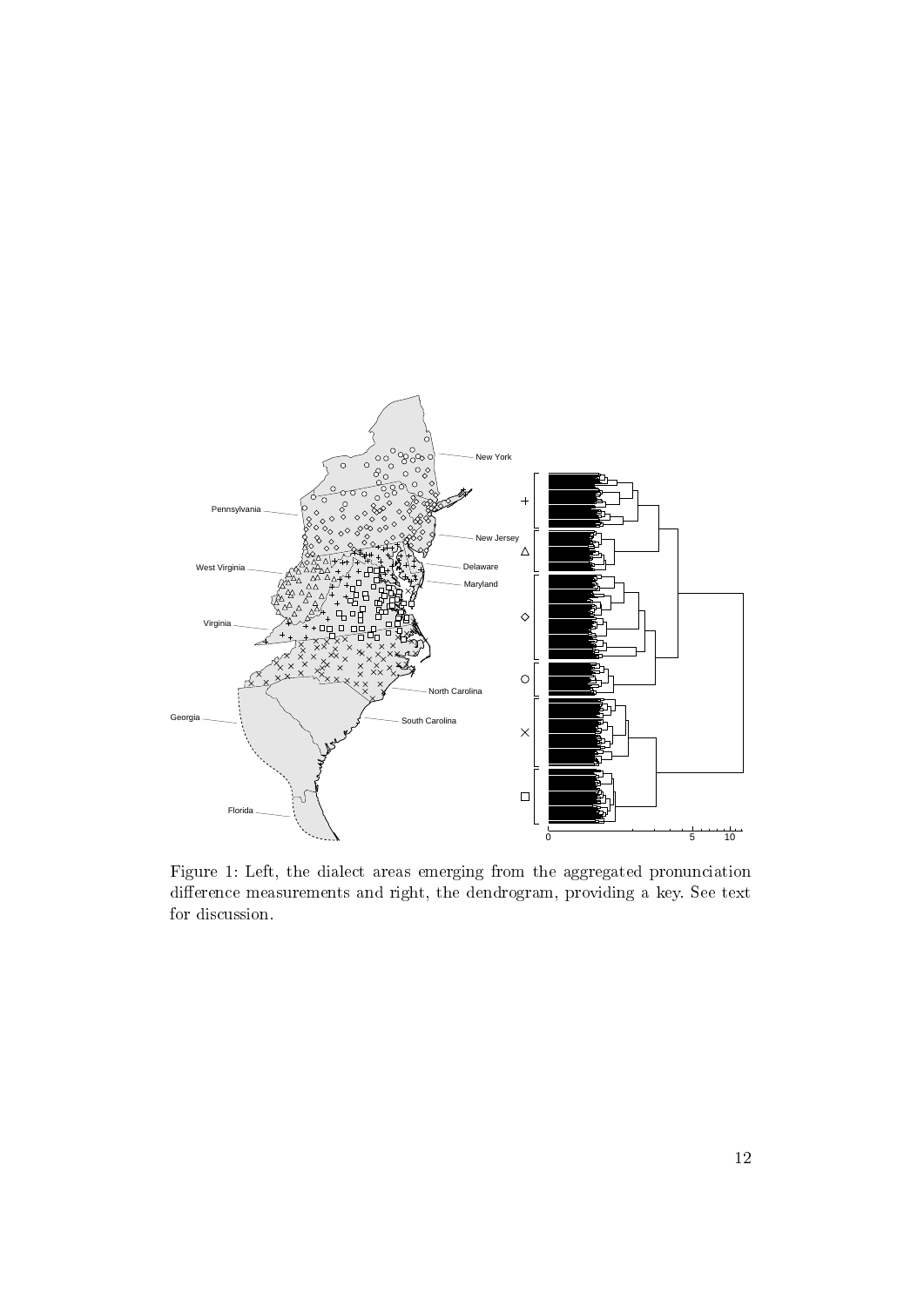Figure 1: Left, the dialect areas emerging from the aggregated pronunciation difference measurements and right, the dendrogram, providing a key. See text for discussion.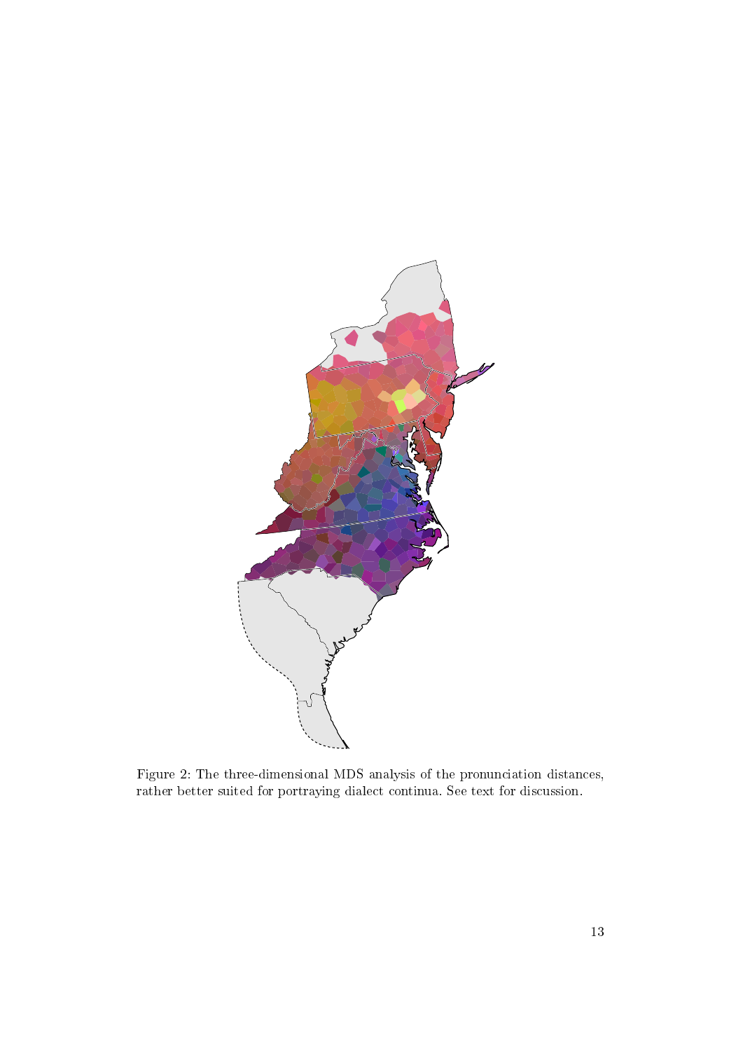Figure 2: The three-dimensional MDS analysis of the pronunciation distances, rather better suited for portraying dialect continua. See text for discussion.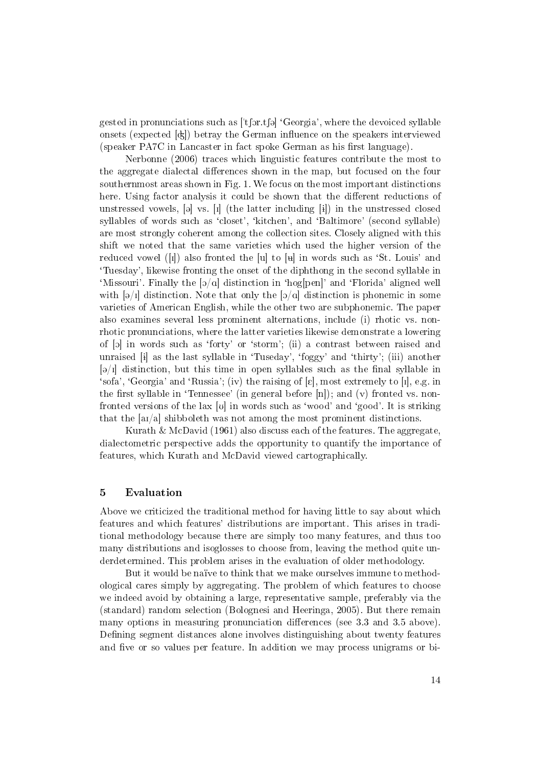gested in pronunciations such as [ˈtʃɔr.tʃə] 'Georgia', where the devoiced syllable onsets (expected [ʤ]) betray the German influence on the speakers interviewed (speaker PA7C in Lancaster in fact spoke German as his first language).

Nerbonne (2006) traces which linguistic features contribute the most to the aggregate dialectal differences shown in the map, but focused on the four southernmost areas shown in Fig. 1. We focus on the most important distinctions here. Using factor analysis it could be shown that the different reductions of unstressed vowels, [ə] vs. [ɪ] (the latter including [ɨ]) in the unstressed closed syllables of words such as 'closet', 'kitchen', and 'Baltimore' (second syllable) are most strongly coherent among the collection sites. Closely aligned with this shift we noted that the same varieties which used the higher version of the reduced vowel ([ɪ]) also fronted the [u] to [ʉ] in words such as 'St. Louis' and 'Tuesday', likewise fronting the onset of the diphthong in the second syllable in 'Missouri'. Finally the [ɔ/ɑ] distinction in 'hog[pen]' and 'Florida' aligned well with [ə/ɪ] distinction. Note that only the [ɔ/ɑ] distinction is phonemic in some varieties of American English, while the other two are subphonemic. The paper also examines several less prominent alternations, include (i) rhotic vs. non-rhotic pronunciations, where the latter varieties likewise demonstrate a lowering of [ɔ] in words such as 'forty' or 'storm'; (ii) a contrast between raised and unraised [ɨ] as the last syllable in 'Tuseday', 'foggy' and 'thirty'; (iii) another [ə/ɪ] distinction, but this time in open syllables such as the final syllable in 'sofa', 'Georgia' and 'Russia'; (iv) the raising of [ɛ], most extremely to [ɪ], e.g. in the first syllable in 'Tennessee' (in general before [n]); and (v) fronted vs. non-fronted versions of the lax [ʊ] in words such as 'wood' and 'good'. It is striking that the [aɪ/a] shibboleth was not among the most prominent distinctions.

Kurath & McDavid (1961) also discuss each of the features. The aggregate, dialectometric perspective adds the opportunity to quantify the importance of features, which Kurath and McDavid viewed cartographically.

## 5 Evaluation

Above we criticized the traditional method for having little to say about which features and which features' distributions are important. This arises in traditional methodology because there are simply too many features, and thus too many distributions and isoglosses to choose from, leaving the method quite underdetermined. This problem arises in the evaluation of older methodology.

But it would be naïve to think that we make ourselves immune to methodological cares simply by aggregating. The problem of which features to choose we indeed avoid by obtaining a large, representative sample, preferably via the (standard) random selection (Bolognesi and Heeringa, 2005). But there remain many options in measuring pronunciation differences (see 3.3 and 3.5 above). Defining segment distances alone involves distinguishing about twenty features and five or so values per feature. In addition we may process unigrams or bi-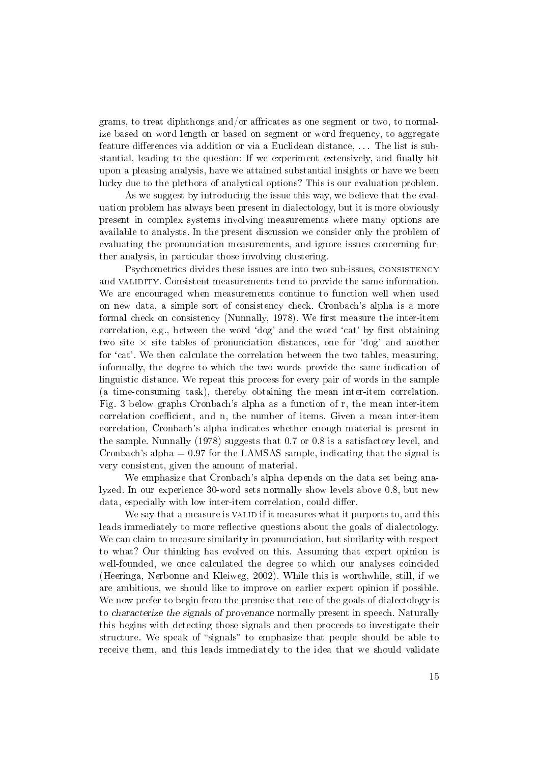grams, to treat diphthongs and/or affricates as one segment or two, to normalize based on word length or based on segment or word frequency, to aggregate feature differences via addition or via a Euclidean distance, ... The list is substantial, leading to the question: If we experiment extensively, and finally hit upon a pleasing analysis, have we attained substantial insights or have we been lucky due to the plethora of analytical options? This is our evaluation problem.

As we suggest by introducing the issue this way, we believe that the evaluation problem has always been present in dialectology, but it is more obviously present in complex systems involving measurements where many options are available to analysts. In the present discussion we consider only the problem of evaluating the pronunciation measurements, and ignore issues concerning further analysis, in particular those involving clustering.

Psychometrics divides these issues are into two sub-issues, CONSISTENCY and VALIDITY. Consistent measurements tend to provide the same information. We are encouraged when measurements continue to function well when used on new data, a simple sort of consistency check. Cronbach's alpha is a more formal check on consistency (Nunnally, 1978). We first measure the inter-item correlation, e.g., between the word 'dog' and the word 'cat' by first obtaining two site $\times$ site tables of pronunciation distances, one for 'dog' and another for 'cat'. We then calculate the correlation between the two tables, measuring, informally, the degree to which the two words provide the same indication of linguistic distance. We repeat this process for every pair of words in the sample (a time-consuming task), thereby obtaining the mean inter-item correlation. Fig. 3 below graphs Cronbach's alpha as a function of r, the mean inter-item correlation coefficient, and n, the number of items. Given a mean inter-item correlation, Cronbach's alpha indicates whether enough material is present in the sample. Nunnally (1978) suggests that 0.7 or 0.8 is a satisfactory level, and Cronbach's alpha = 0.97 for the LAMSAS sample, indicating that the signal is very consistent, given the amount of material.

We emphasize that Cronbach's alpha depends on the data set being analyzed. In our experience 30-word sets normally show levels above 0.8, but new data, especially with low inter-item correlation, could differ.

We say that a measure is VALID if it measures what it purports to, and this leads immediately to more reflective questions about the goals of dialectology. We can claim to measure similarity in pronunciation, but similarity with respect to what? Our thinking has evolved on this. Assuming that expert opinion is well-founded, we once calculated the degree to which our analyses coincided (Heeringa, Nerbonne and Kleiweg, 2002). While this is worthwhile, still, if we are ambitious, we should like to improve on earlier expert opinion if possible. We now prefer to begin from the premise that one of the goals of dialectology is to *characterize the signals of provenance* normally present in speech. Naturally this begins with detecting those signals and then proceeds to investigate their structure. We speak of "signals" to emphasize that people should be able to receive them, and this leads immediately to the idea that we should validate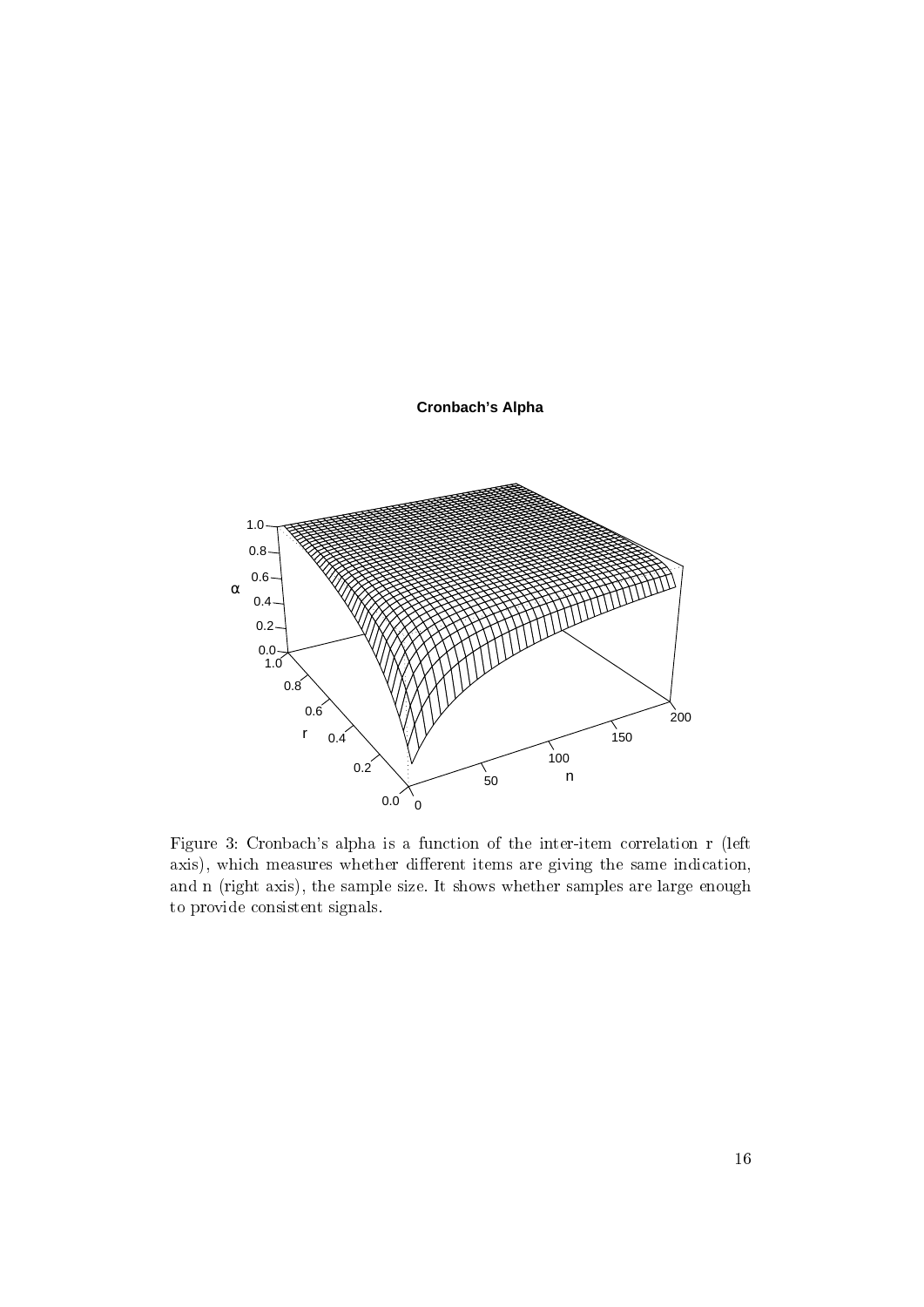Figure 3: Cronbach's alpha is a function of the inter-item correlation r (left axis), which measures whether different items are giving the same indication, and n (right axis), the sample size. It shows whether samples are large enough to provide consistent signals.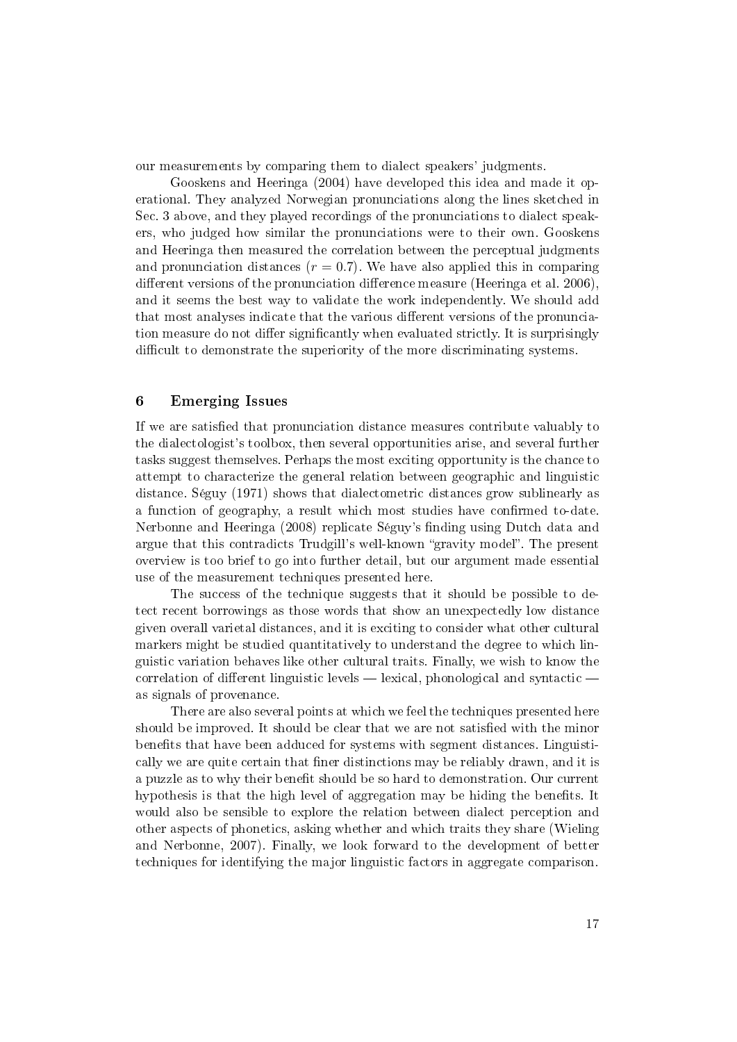our measurements by comparing them to dialect speakers' judgments.

Gooskens and Heeringa (2004) have developed this idea and made it operational. They analyzed Norwegian pronunciations along the lines sketched in Sec. 3 above, and they played recordings of the pronunciations to dialect speakers, who judged how similar the pronunciations were to their own. Gooskens and Heeringa then measured the correlation between the perceptual judgments and pronunciation distances ($r = 0.7$). We have also applied this in comparing different versions of the pronunciation difference measure (Heeringa et al. 2006), and it seems the best way to validate the work independently. We should add that most analyses indicate that the various different versions of the pronunciation measure do not differ significantly when evaluated strictly. It is surprisingly difficult to demonstrate the superiority of the more discriminating systems.

## 6 Emerging Issues

If we are satisfied that pronunciation distance measures contribute valuably to the dialectologist's toolbox, then several opportunities arise, and several further tasks suggest themselves. Perhaps the most exciting opportunity is the chance to attempt to characterize the general relation between geographic and linguistic distance. Séguy (1971) shows that dialectometric distances grow sublinearly as a function of geography, a result which most studies have confirmed to-date. Nerbonne and Heeringa (2008) replicate Séguy's finding using Dutch data and argue that this contradicts Trudgill's well-known "gravity model". The present overview is too brief to go into further detail, but our argument made essential use of the measurement techniques presented here.

The success of the technique suggests that it should be possible to detect recent borrowings as those words that show an unexpectedly low distance given overall varietal distances, and it is exciting to consider what other cultural markers might be studied quantitatively to understand the degree to which linguistic variation behaves like other cultural traits. Finally, we wish to know the correlation of different linguistic levels — lexical, phonological and syntactic — as signals of provenance.

There are also several points at which we feel the techniques presented here should be improved. It should be clear that we are not satisfied with the minor benefits that have been adduced for systems with segment distances. Linguistically we are quite certain that finer distinctions may be reliably drawn, and it is a puzzle as to why their benefit should be so hard to demonstration. Our current hypothesis is that the high level of aggregation may be hiding the benefits. It would also be sensible to explore the relation between dialect perception and other aspects of phonetics, asking whether and which traits they share (Wieling and Nerbonne, 2007). Finally, we look forward to the development of better techniques for identifying the major linguistic factors in aggregate comparison.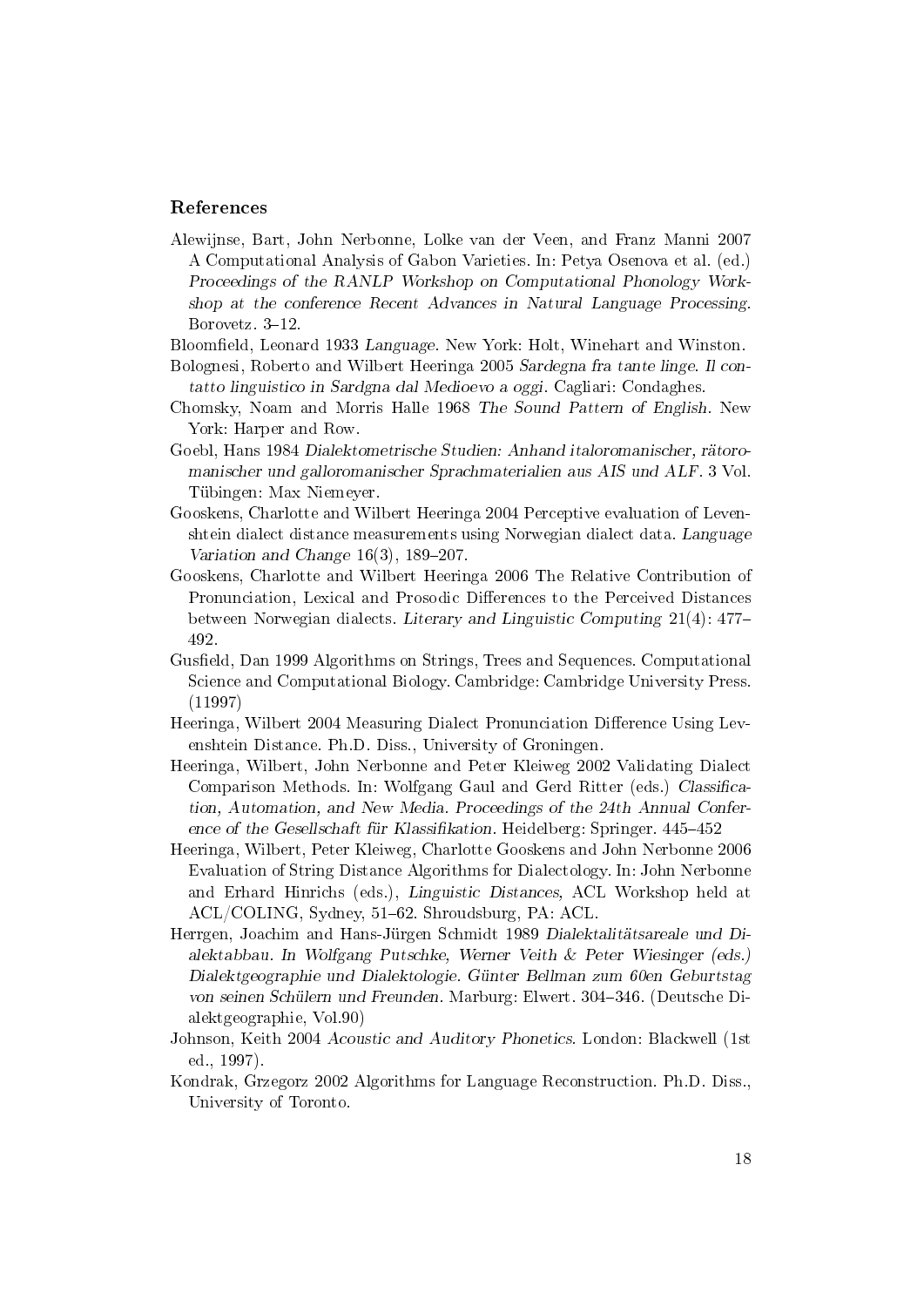## References

Alewijnse, Bart, John Nerbonne, Lolke van der Veen, and Franz Manni 2007 A Computational Analysis of Gabon Varieties. In: Petya Osenova et al. (ed.) *Proceedings of the RANLP Workshop on Computational Phonology Workshop at the conference Recent Advances in Natural Language Processing.* Borovetz. 3–12.

Bloomfield, Leonard 1933 *Language*. New York: Holt, Winehart and Winston.

Bolognesi, Roberto and Wilbert Heeringa 2005 *Sardegna fra tante linge. Il contatto linguistico in Sardgna dal Medioevo a oggi*. Cagliari: Condaghes.

Chomsky, Noam and Morris Halle 1968 *The Sound Pattern of English*. New York: Harper and Row.

Goebl, Hans 1984 *Dialektometrische Studien: Anhand italoromanischer, rätoromanischer und galloromanischer Sprachmaterialien aus AIS und ALF*. 3 Vol. Tübingen: Max Niemeyer.

Gooskens, Charlotte and Wilbert Heeringa 2004 Perceptive evaluation of Levenshtein dialect distance measurements using Norwegian dialect data. *Language Variation and Change* 16(3), 189–207.

Gooskens, Charlotte and Wilbert Heeringa 2006 The Relative Contribution of Pronunciation, Lexical and Prosodic Differences to the Perceived Distances between Norwegian dialects. *Literary and Linguistic Computing* 21(4): 477–492.

Gusfield, Dan 1999 Algorithms on Strings, Trees and Sequences. Computational Science and Computational Biology. Cambridge: Cambridge University Press. (11997)

Heeringa, Wilbert 2004 Measuring Dialect Pronunciation Difference Using Levenshtein Distance. Ph.D. Diss., University of Groningen.

Heeringa, Wilbert, John Nerbonne and Peter Kleiweg 2002 Validating Dialect Comparison Methods. In: Wolfgang Gaul and Gerd Ritter (eds.) *Classification, Automation, and New Media. Proceedings of the 24th Annual Conference of the Gesellschaft für Klassifikation*. Heidelberg: Springer. 445–452

Heeringa, Wilbert, Peter Kleiweg, Charlotte Gooskens and John Nerbonne 2006 Evaluation of String Distance Algorithms for Dialectology. In: John Nerbonne and Erhard Hinrichs (eds.), *Linguistic Distances,* ACL Workshop held at ACL/COLING, Sydney, 51–62. Shroudsburg, PA: ACL.

Herrgen, Joachim and Hans-Jürgen Schmidt 1989 *Dialektalitätsareale und Dialektabbau. In Wolfgang Putschke, Werner Veith & Peter Wiesinger (eds.) Dialektgeographie und Dialektologie. Günter Bellman zum 60en Geburtstag von seinen Schülern und Freunden*. Marburg: Elwert. 304–346. (Deutsche Dialektgeographie, Vol.90)

Johnson, Keith 2004 *Acoustic and Auditory Phonetics*. London: Blackwell (1st ed., 1997).

Kondrak, Grzegorz 2002 Algorithms for Language Reconstruction. Ph.D. Diss., University of Toronto.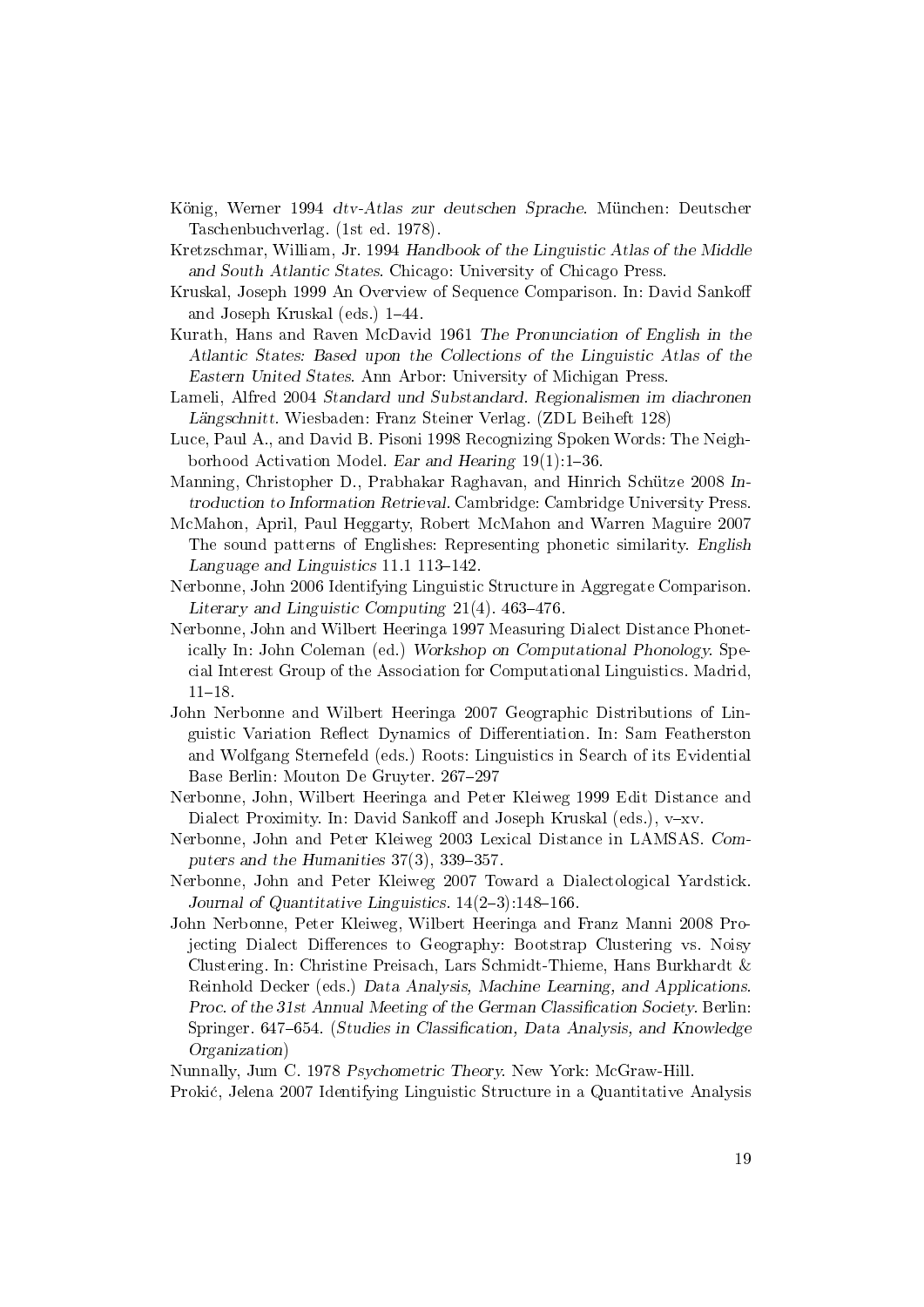König, Werner 1994 *dtv-Atlas zur deutschen Sprache*. München: Deutscher Taschenbuchverlag. (1st ed. 1978).

Kretzschmar, William, Jr. 1994 *Handbook of the Linguistic Atlas of the Middle and South Atlantic States*. Chicago: University of Chicago Press.

Kruskal, Joseph 1999 An Overview of Sequence Comparison. In: David Sankoff and Joseph Kruskal (eds.) 1–44.

Kurath, Hans and Raven McDavid 1961 *The Pronunciation of English in the Atlantic States: Based upon the Collections of the Linguistic Atlas of the Eastern United States*. Ann Arbor: University of Michigan Press.

Lameli, Alfred 2004 *Standard und Substandard. Regionalismen im diachronen Längschnitt.* Wiesbaden: Franz Steiner Verlag. (ZDL Beiheft 128)

Luce, Paul A., and David B. Pisoni 1998 Recognizing Spoken Words: The Neighborhood Activation Model. *Ear and Hearing* 19(1):1–36.

Manning, Christopher D., Prabhakar Raghavan, and Hinrich Schütze 2008 *Introduction to Information Retrieval*. Cambridge: Cambridge University Press.

McMahon, April, Paul Heggarty, Robert McMahon and Warren Maguire 2007 The sound patterns of Englishes: Representing phonetic similarity. *English Language and Linguistics* 11.1 113–142.

Nerbonne, John 2006 Identifying Linguistic Structure in Aggregate Comparison. *Literary and Linguistic Computing* 21(4). 463–476.

Nerbonne, John and Wilbert Heeringa 1997 Measuring Dialect Distance Phonetically In: John Coleman (ed.) *Workshop on Computational Phonology.* Special Interest Group of the Association for Computational Linguistics. Madrid, 11–18.

John Nerbonne and Wilbert Heeringa 2007 Geographic Distributions of Linguistic Variation Reflect Dynamics of Differentiation. In: Sam Featherston and Wolfgang Sternefeld (eds.) Roots: Linguistics in Search of its Evidential Base Berlin: Mouton De Gruyter. 267–297

Nerbonne, John, Wilbert Heeringa and Peter Kleiweg 1999 Edit Distance and Dialect Proximity. In: David Sankoff and Joseph Kruskal (eds.), v–xv.

Nerbonne, John and Peter Kleiweg 2003 Lexical Distance in LAMSAS. *Computers and the Humanities* 37(3), 339–357.

Nerbonne, John and Peter Kleiweg 2007 Toward a Dialectological Yardstick. *Journal of Quantitative Linguistics.* 14(2–3):148–166.

John Nerbonne, Peter Kleiweg, Wilbert Heeringa and Franz Manni 2008 Projecting Dialect Differences to Geography: Bootstrap Clustering vs. Noisy Clustering. In: Christine Preisach, Lars Schmidt-Thieme, Hans Burkhardt & Reinhold Decker (eds.) *Data Analysis, Machine Learning, and Applications. Proc. of the 31st Annual Meeting of the German Classification Society*. Berlin: Springer. 647–654. (*Studies in Classification, Data Analysis, and Knowledge Organization*)

Nunnally, Jum C. 1978 *Psychometric Theory*. New York: McGraw-Hill.

Prokić, Jelena 2007 Identifying Linguistic Structure in a Quantitative Analysis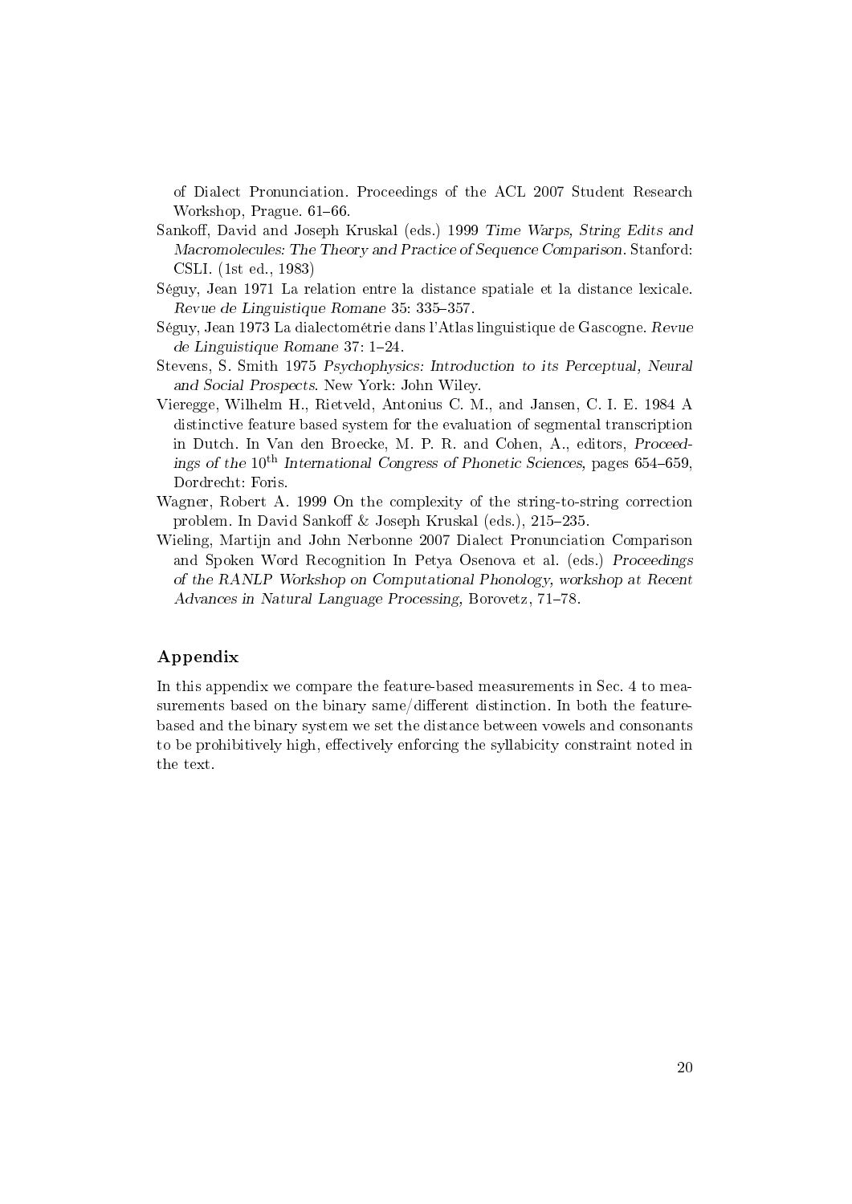of Dialect Pronunciation. Proceedings of the ACL 2007 Student Research Workshop, Prague. 61–66.

Sankoff, David and Joseph Kruskal (eds.) 1999 *Time Warps, String Edits and Macromolecules: The Theory and Practice of Sequence Comparison*. Stanford: CSLI. (1st ed., 1983)

Séguy, Jean 1971 La relation entre la distance spatiale et la distance lexicale. *Revue de Linguistique Romane* 35: 335–357.

Séguy, Jean 1973 La dialectométrie dans l'Atlas linguistique de Gascogne. *Revue de Linguistique Romane* 37: 1–24.

Stevens, S. Smith 1975 *Psychophysics: Introduction to its Perceptual, Neural and Social Prospects*. New York: John Wiley.

Vieregge, Wilhelm H., Rietveld, Antonius C. M., and Jansen, C. I. E. 1984 A distinctive feature based system for the evaluation of segmental transcription in Dutch. In Van den Broecke, M. P. R. and Cohen, A., editors, *Proceedings of the* $10^{\text{th}}$ *International Congress of Phonetic Sciences,* pages 654–659, Dordrecht: Foris.

Wagner, Robert A. 1999 On the complexity of the string-to-string correction problem. In David Sankoff & Joseph Kruskal (eds.), 215–235.

Wieling, Martijn and John Nerbonne 2007 Dialect Pronunciation Comparison and Spoken Word Recognition In Petya Osenova et al. (eds.) *Proceedings of the RANLP Workshop on Computational Phonology, workshop at Recent Advances in Natural Language Processing,* Borovetz, 71–78.

## Appendix

In this appendix we compare the feature-based measurements in Sec. 4 to measurements based on the binary same/different distinction. In both the feature-based and the binary system we set the distance between vowels and consonants to be prohibitively high, effectively enforcing the syllabicity constraint noted in the text.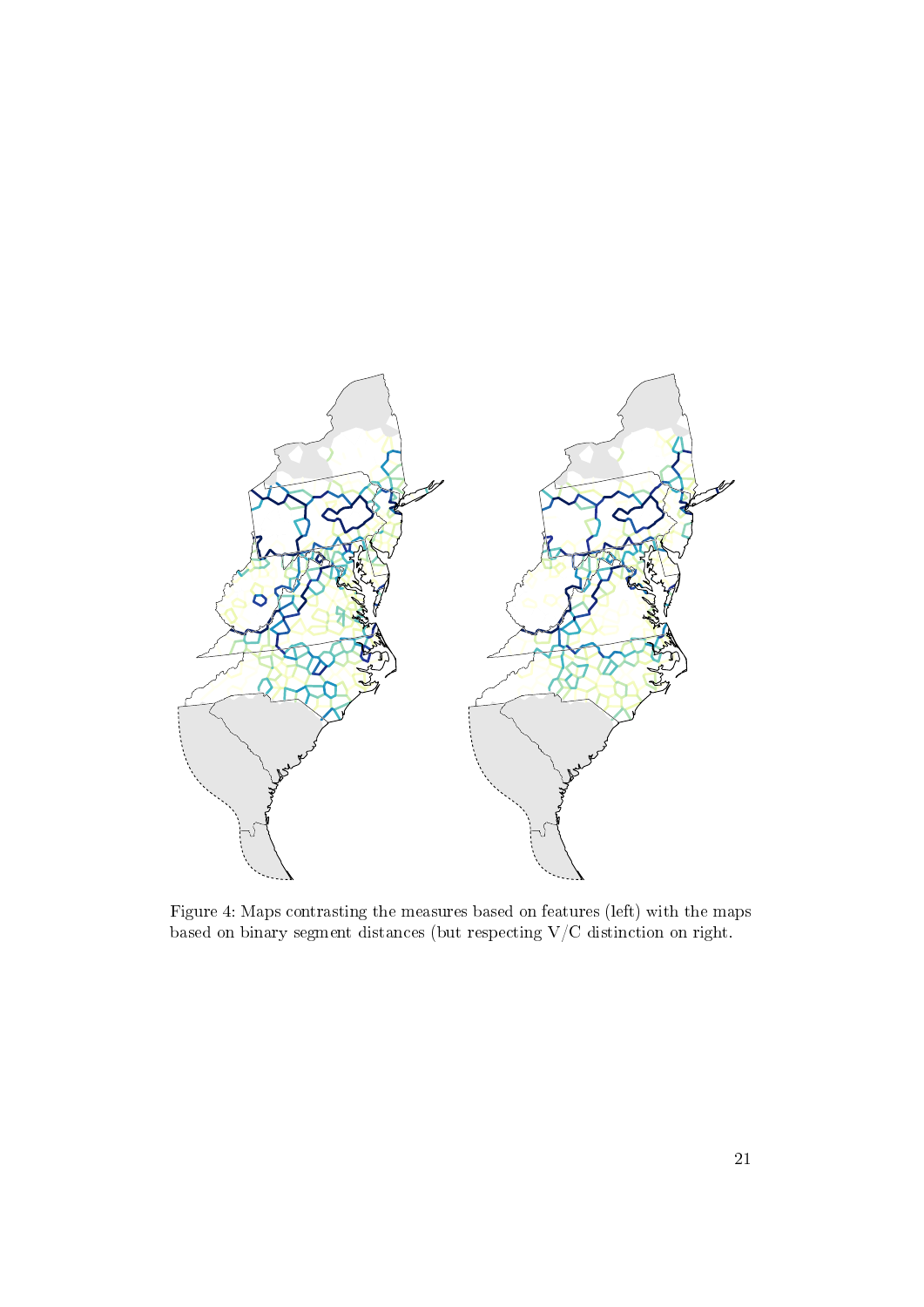Figure 4: Maps contrasting the measures based on features (left) with the maps based on binary segment distances (but respecting V/C distinction on right.